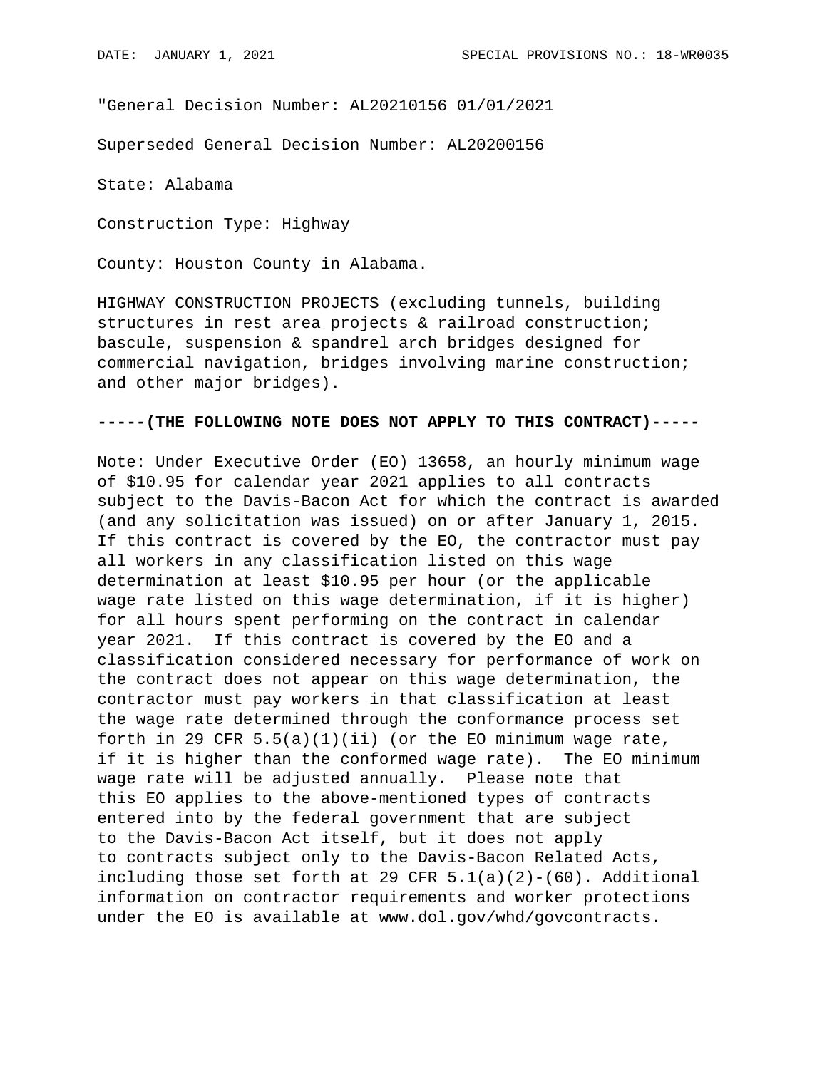"General Decision Number: AL20210156 01/01/2021

Superseded General Decision Number: AL20200156

State: Alabama

Construction Type: Highway

County: Houston County in Alabama.

HIGHWAY CONSTRUCTION PROJECTS (excluding tunnels, building structures in rest area projects & railroad construction; bascule, suspension & spandrel arch bridges designed for commercial navigation, bridges involving marine construction; and other major bridges).

**-----(THE FOLLOWING NOTE DOES NOT APPLY TO THIS CONTRACT)-----**

Note: Under Executive Order (EO) 13658, an hourly minimum wage of $10.95 for calendar year 2021 applies to all contracts subject to the Davis-Bacon Act for which the contract is awarded (and any solicitation was issued) on or after January 1, 2015. If this contract is covered by the EO, the contractor must pay all workers in any classification listed on this wage determination at least $10.95 per hour (or the applicable wage rate listed on this wage determination, if it is higher) for all hours spent performing on the contract in calendar year 2021. If this contract is covered by the EO and a classification considered necessary for performance of work on the contract does not appear on this wage determination, the contractor must pay workers in that classification at least the wage rate determined through the conformance process set forth in 29 CFR 5.5(a)(1)(ii) (or the EO minimum wage rate, if it is higher than the conformed wage rate). The EO minimum wage rate will be adjusted annually. Please note that this EO applies to the above-mentioned types of contracts entered into by the federal government that are subject to the Davis-Bacon Act itself, but it does not apply to contracts subject only to the Davis-Bacon Related Acts, including those set forth at 29 CFR 5.1(a)(2)-(60). Additional information on contractor requirements and worker protections under the EO is available at www.dol.gov/whd/govcontracts.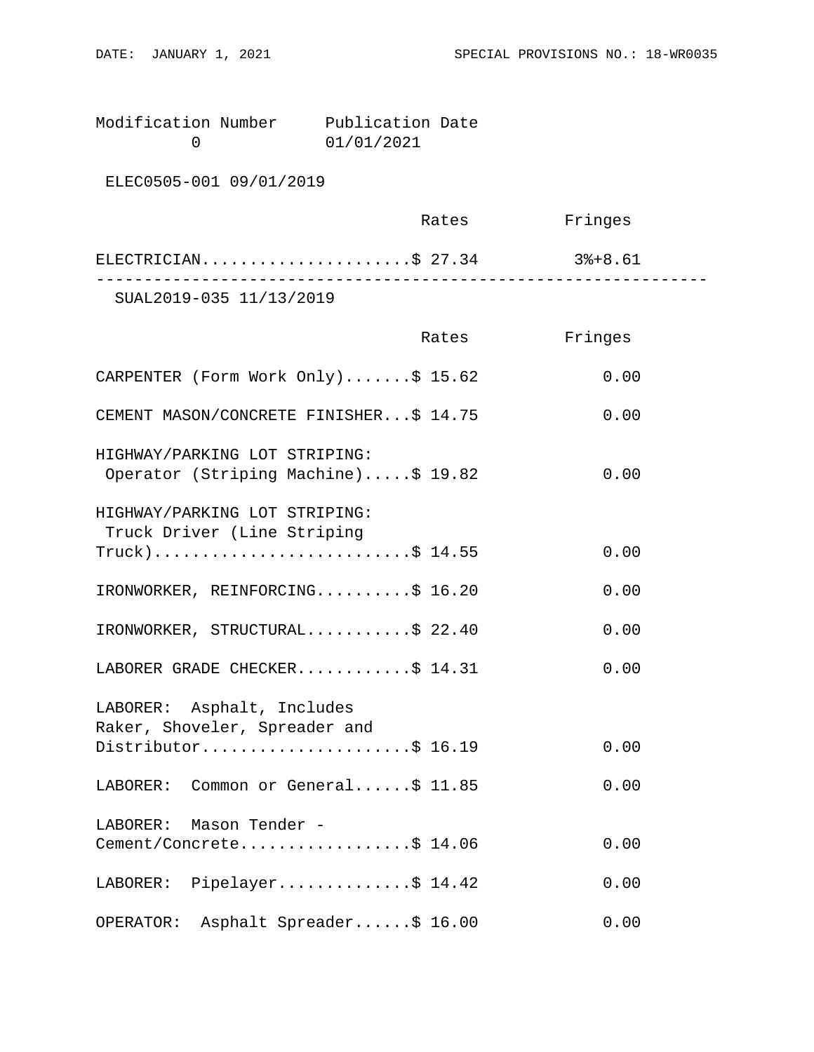Modification Number     Publication Date
0     01/01/2021

ELEC0505-001 09/01/2019

| | Rates | Fringes |
|---|---|---|
| ELECTRICIAN | $ 27.34 | 3%+8.61 |

---

SUAL2019-035 11/13/2019

| | Rates | Fringes |
|---|---|---|
| CARPENTER (Form Work Only) | $ 15.62 | 0.00 |
| CEMENT MASON/CONCRETE FINISHER | $ 14.75 | 0.00 |
| HIGHWAY/PARKING LOT STRIPING: Operator (Striping Machine) | $ 19.82 | 0.00 |
| HIGHWAY/PARKING LOT STRIPING: Truck Driver (Line Striping Truck) | $ 14.55 | 0.00 |
| IRONWORKER, REINFORCING | $ 16.20 | 0.00 |
| IRONWORKER, STRUCTURAL | $ 22.40 | 0.00 |
| LABORER GRADE CHECKER | $ 14.31 | 0.00 |
| LABORER: Asphalt, Includes Raker, Shoveler, Spreader and Distributor | $ 16.19 | 0.00 |
| LABORER: Common or General | $ 11.85 | 0.00 |
| LABORER: Mason Tender - Cement/Concrete | $ 14.06 | 0.00 |
| LABORER: Pipelayer | $ 14.42 | 0.00 |
| OPERATOR: Asphalt Spreader | $ 16.00 | 0.00 |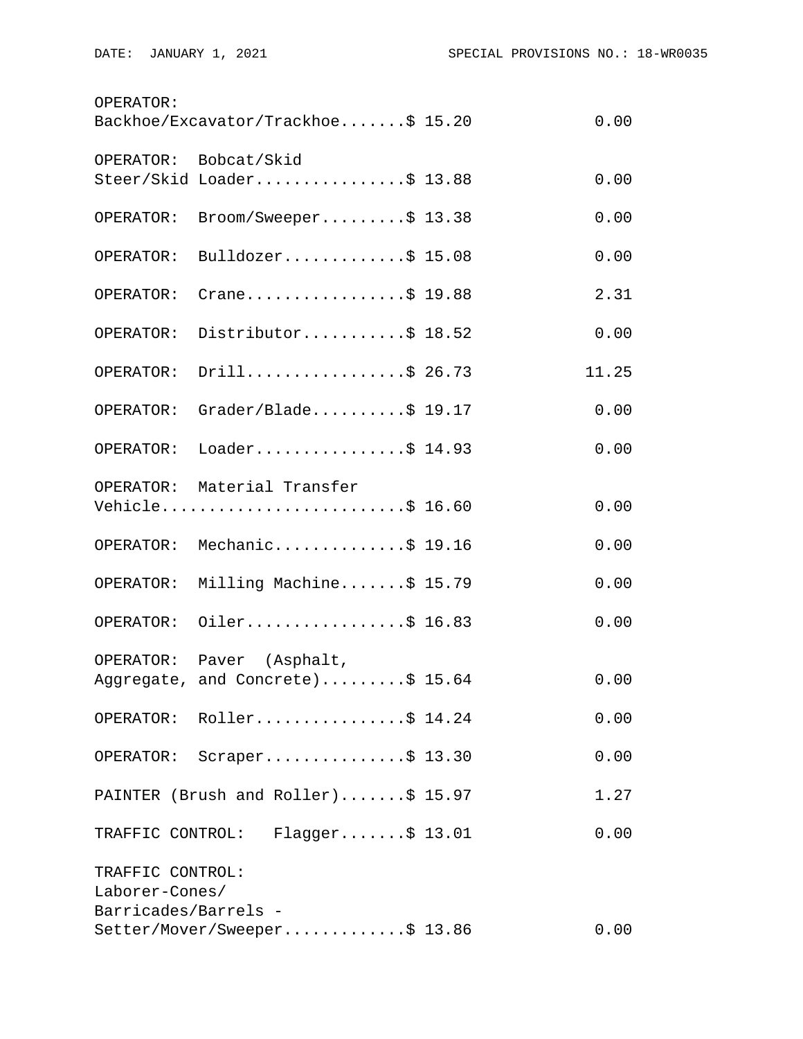| Classification | Rates | Fringes |
|---|---|---|
| OPERATOR: Backhoe/Excavator/Trackhoe | $ 15.20 | 0.00 |
| OPERATOR: Bobcat/Skid Steer/Skid Loader | $ 13.88 | 0.00 |
| OPERATOR: Broom/Sweeper | $ 13.38 | 0.00 |
| OPERATOR: Bulldozer | $ 15.08 | 0.00 |
| OPERATOR: Crane | $ 19.88 | 2.31 |
| OPERATOR: Distributor | $ 18.52 | 0.00 |
| OPERATOR: Drill | $ 26.73 | 11.25 |
| OPERATOR: Grader/Blade | $ 19.17 | 0.00 |
| OPERATOR: Loader | $ 14.93 | 0.00 |
| OPERATOR: Material Transfer Vehicle | $ 16.60 | 0.00 |
| OPERATOR: Mechanic | $ 19.16 | 0.00 |
| OPERATOR: Milling Machine | $ 15.79 | 0.00 |
| OPERATOR: Oiler | $ 16.83 | 0.00 |
| OPERATOR: Paver (Asphalt, Aggregate, and Concrete) | $ 15.64 | 0.00 |
| OPERATOR: Roller | $ 14.24 | 0.00 |
| OPERATOR: Scraper | $ 13.30 | 0.00 |
| PAINTER (Brush and Roller) | $ 15.97 | 1.27 |
| TRAFFIC CONTROL: Flagger | $ 13.01 | 0.00 |
| TRAFFIC CONTROL: Laborer-Cones/ Barricades/Barrels - Setter/Mover/Sweeper | $ 13.86 | 0.00 |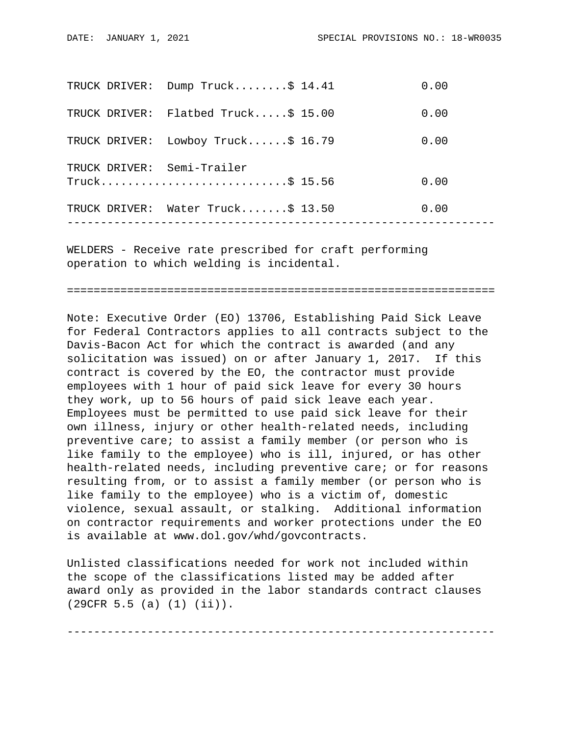| Classification | Rates | Fringes |
|---|---|---|
| TRUCK DRIVER: Dump Truck | $ 14.41 | 0.00 |
| TRUCK DRIVER: Flatbed Truck | $ 15.00 | 0.00 |
| TRUCK DRIVER: Lowboy Truck | $ 16.79 | 0.00 |
| TRUCK DRIVER: Semi-Trailer Truck | $ 15.56 | 0.00 |
| TRUCK DRIVER: Water Truck | $ 13.50 | 0.00 |

---

WELDERS - Receive rate prescribed for craft performing operation to which welding is incidental.

---

Note: Executive Order (EO) 13706, Establishing Paid Sick Leave for Federal Contractors applies to all contracts subject to the Davis-Bacon Act for which the contract is awarded (and any solicitation was issued) on or after January 1, 2017. If this contract is covered by the EO, the contractor must provide employees with 1 hour of paid sick leave for every 30 hours they work, up to 56 hours of paid sick leave each year. Employees must be permitted to use paid sick leave for their own illness, injury or other health-related needs, including preventive care; to assist a family member (or person who is like family to the employee) who is ill, injured, or has other health-related needs, including preventive care; or for reasons resulting from, or to assist a family member (or person who is like family to the employee) who is a victim of, domestic violence, sexual assault, or stalking. Additional information on contractor requirements and worker protections under the EO is available at www.dol.gov/whd/govcontracts.

Unlisted classifications needed for work not included within the scope of the classifications listed may be added after award only as provided in the labor standards contract clauses (29CFR 5.5 (a) (1) (ii)).

---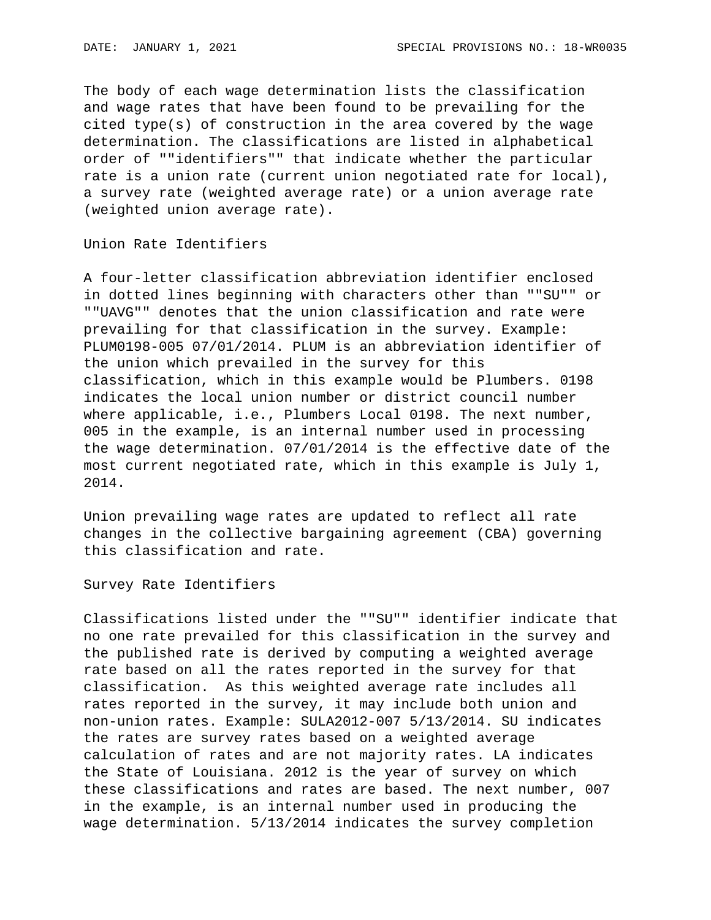The body of each wage determination lists the classification and wage rates that have been found to be prevailing for the cited type(s) of construction in the area covered by the wage determination. The classifications are listed in alphabetical order of ""identifiers"" that indicate whether the particular rate is a union rate (current union negotiated rate for local), a survey rate (weighted average rate) or a union average rate (weighted union average rate).

Union Rate Identifiers

A four-letter classification abbreviation identifier enclosed in dotted lines beginning with characters other than ""SU"" or ""UAVG"" denotes that the union classification and rate were prevailing for that classification in the survey. Example: PLUM0198-005 07/01/2014. PLUM is an abbreviation identifier of the union which prevailed in the survey for this classification, which in this example would be Plumbers. 0198 indicates the local union number or district council number where applicable, i.e., Plumbers Local 0198. The next number, 005 in the example, is an internal number used in processing the wage determination. 07/01/2014 is the effective date of the most current negotiated rate, which in this example is July 1, 2014.

Union prevailing wage rates are updated to reflect all rate changes in the collective bargaining agreement (CBA) governing this classification and rate.

Survey Rate Identifiers

Classifications listed under the ""SU"" identifier indicate that no one rate prevailed for this classification in the survey and the published rate is derived by computing a weighted average rate based on all the rates reported in the survey for that classification. As this weighted average rate includes all rates reported in the survey, it may include both union and non-union rates. Example: SULA2012-007 5/13/2014. SU indicates the rates are survey rates based on a weighted average calculation of rates and are not majority rates. LA indicates the State of Louisiana. 2012 is the year of survey on which these classifications and rates are based. The next number, 007 in the example, is an internal number used in producing the wage determination. 5/13/2014 indicates the survey completion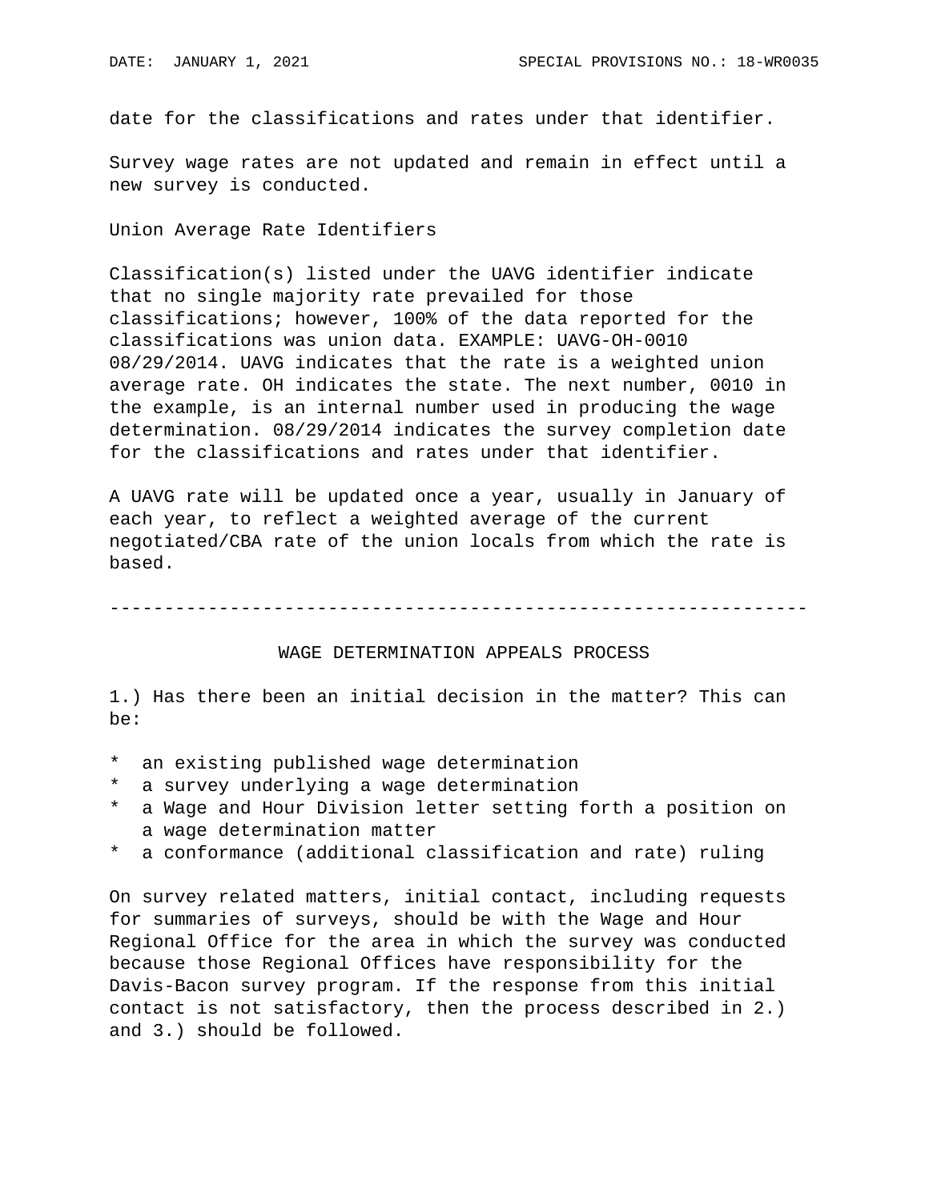date for the classifications and rates under that identifier.

Survey wage rates are not updated and remain in effect until a new survey is conducted.

Union Average Rate Identifiers

Classification(s) listed under the UAVG identifier indicate that no single majority rate prevailed for those classifications; however, 100% of the data reported for the classifications was union data. EXAMPLE: UAVG-OH-0010 08/29/2014. UAVG indicates that the rate is a weighted union average rate. OH indicates the state. The next number, 0010 in the example, is an internal number used in producing the wage determination. 08/29/2014 indicates the survey completion date for the classifications and rates under that identifier.

A UAVG rate will be updated once a year, usually in January of each year, to reflect a weighted average of the current negotiated/CBA rate of the union locals from which the rate is based.

---

WAGE DETERMINATION APPEALS PROCESS

1.) Has there been an initial decision in the matter? This can be:

* an existing published wage determination
* a survey underlying a wage determination
* a Wage and Hour Division letter setting forth a position on a wage determination matter
* a conformance (additional classification and rate) ruling

On survey related matters, initial contact, including requests for summaries of surveys, should be with the Wage and Hour Regional Office for the area in which the survey was conducted because those Regional Offices have responsibility for the Davis-Bacon survey program. If the response from this initial contact is not satisfactory, then the process described in 2.) and 3.) should be followed.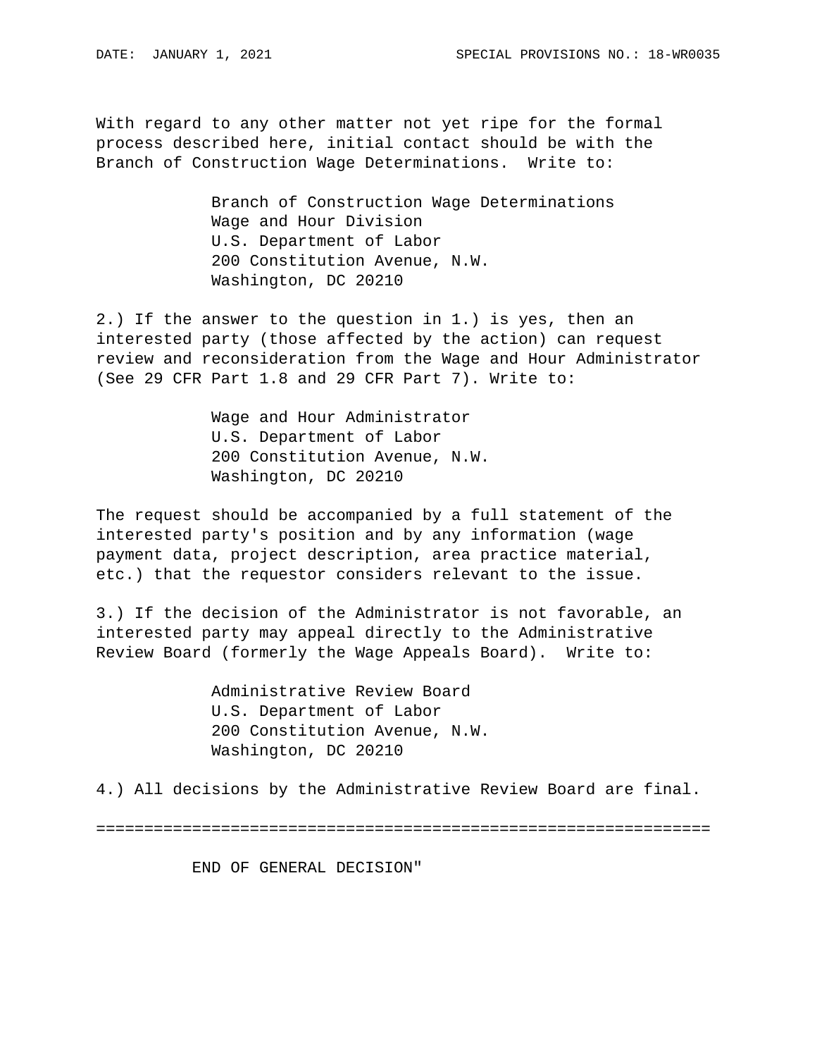With regard to any other matter not yet ripe for the formal process described here, initial contact should be with the Branch of Construction Wage Determinations. Write to:

Branch of Construction Wage Determinations
Wage and Hour Division
U.S. Department of Labor
200 Constitution Avenue, N.W.
Washington, DC 20210

2.) If the answer to the question in 1.) is yes, then an interested party (those affected by the action) can request review and reconsideration from the Wage and Hour Administrator (See 29 CFR Part 1.8 and 29 CFR Part 7). Write to:

Wage and Hour Administrator
U.S. Department of Labor
200 Constitution Avenue, N.W.
Washington, DC 20210

The request should be accompanied by a full statement of the interested party's position and by any information (wage payment data, project description, area practice material, etc.) that the requestor considers relevant to the issue.

3.) If the decision of the Administrator is not favorable, an interested party may appeal directly to the Administrative Review Board (formerly the Wage Appeals Board). Write to:

Administrative Review Board
U.S. Department of Labor
200 Constitution Avenue, N.W.
Washington, DC 20210

4.) All decisions by the Administrative Review Board are final.

================================================================

END OF GENERAL DECISION"